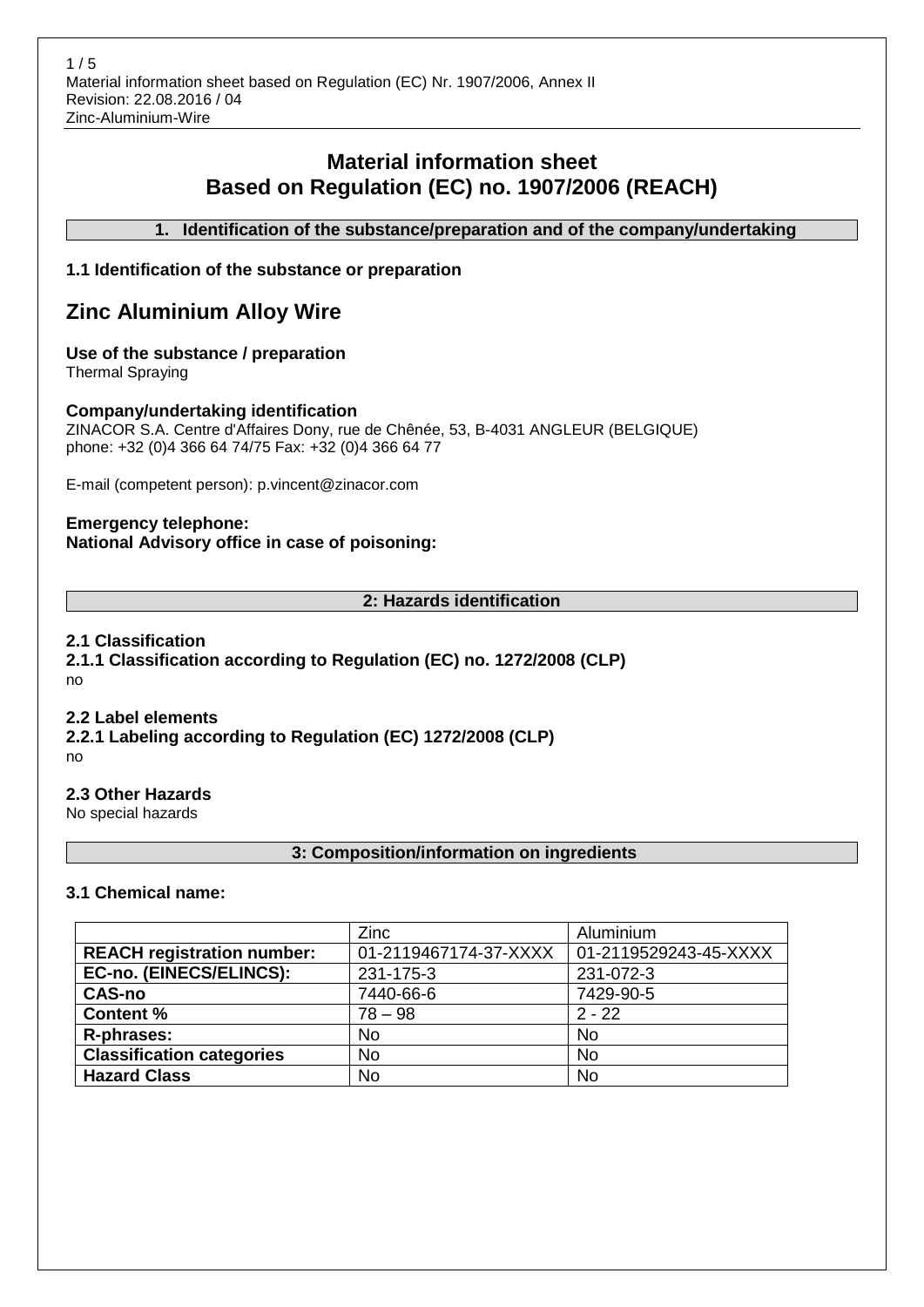# Material information sheet
# Based on Regulation (EC) no. 1907/2006 (REACH)

## 1. Identification of the substance/preparation and of the company/undertaking

### 1.1 Identification of the substance or preparation

## Zinc Aluminium Alloy Wire

**Use of the substance / preparation**
Thermal Spraying

**Company/undertaking identification**
ZINACOR S.A. Centre d'Affaires Dony, rue de Chênée, 53, B-4031 ANGLEUR (BELGIQUE)
phone: +32 (0)4 366 64 74/75 Fax: +32 (0)4 366 64 77

E-mail (competent person): p.vincent@zinacor.com

**Emergency telephone:**
**National Advisory office in case of poisoning:**

## 2: Hazards identification

### 2.1 Classification

**2.1.1 Classification according to Regulation (EC) no. 1272/2008 (CLP)**
no

### 2.2 Label elements

**2.2.1 Labeling according to Regulation (EC) 1272/2008 (CLP)**
no

### 2.3 Other Hazards

No special hazards

## 3: Composition/information on ingredients

### 3.1 Chemical name:

| | Zinc | Aluminium |
|---|---|---|
| **REACH registration number:** | 01-2119467174-37-XXXX | 01-2119529243-45-XXXX |
| **EC-no. (EINECS/ELINCS):** | 231-175-3 | 231-072-3 |
| **CAS-no** | 7440-66-6 | 7429-90-5 |
| **Content %** | 78 – 98 | 2 - 22 |
| **R-phrases:** | No | No |
| **Classification categories** | No | No |
| **Hazard Class** | No | No |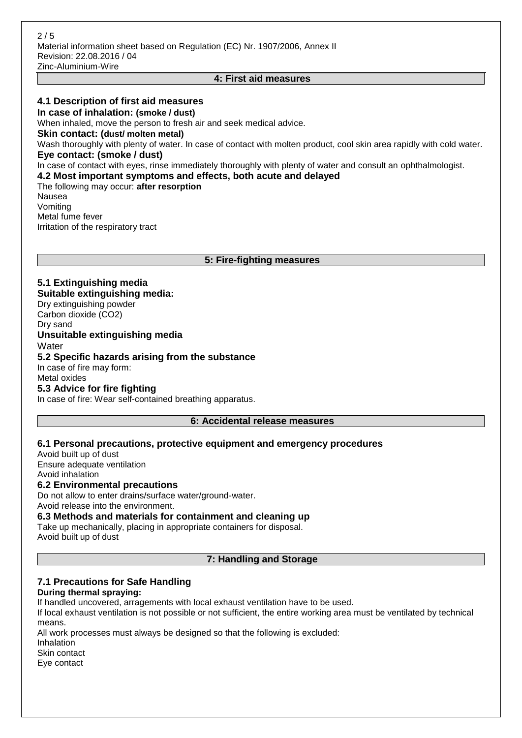## 4: First aid measures

### 4.1 Description of first aid measures

**In case of inhalation: (smoke / dust)**

When inhaled, move the person to fresh air and seek medical advice.

**Skin contact: (dust/ molten metal)**

Wash thoroughly with plenty of water. In case of contact with molten product, cool skin area rapidly with cold water.

**Eye contact: (smoke / dust)**

In case of contact with eyes, rinse immediately thoroughly with plenty of water and consult an ophthalmologist.

### 4.2 Most important symptoms and effects, both acute and delayed

The following may occur: **after resorption**

Nausea
Vomiting
Metal fume fever
Irritation of the respiratory tract

## 5: Fire-fighting measures

### 5.1 Extinguishing media

**Suitable extinguishing media:**

Dry extinguishing powder
Carbon dioxide ($CO_2$)
Dry sand

**Unsuitable extinguishing media**

Water

### 5.2 Specific hazards arising from the substance

In case of fire may form:
Metal oxides

### 5.3 Advice for fire fighting

In case of fire: Wear self-contained breathing apparatus.

## 6: Accidental release measures

### 6.1 Personal precautions, protective equipment and emergency procedures

Avoid built up of dust
Ensure adequate ventilation
Avoid inhalation

### 6.2 Environmental precautions

Do not allow to enter drains/surface water/ground-water.
Avoid release into the environment.

### 6.3 Methods and materials for containment and cleaning up

Take up mechanically, placing in appropriate containers for disposal.
Avoid built up of dust

## 7: Handling and Storage

### 7.1 Precautions for Safe Handling

**During thermal spraying:**

If handled uncovered, arragements with local exhaust ventilation have to be used.
If local exhaust ventilation is not possible or not sufficient, the entire working area must be ventilated by technical means.
All work processes must always be designed so that the following is excluded:
Inhalation
Skin contact
Eye contact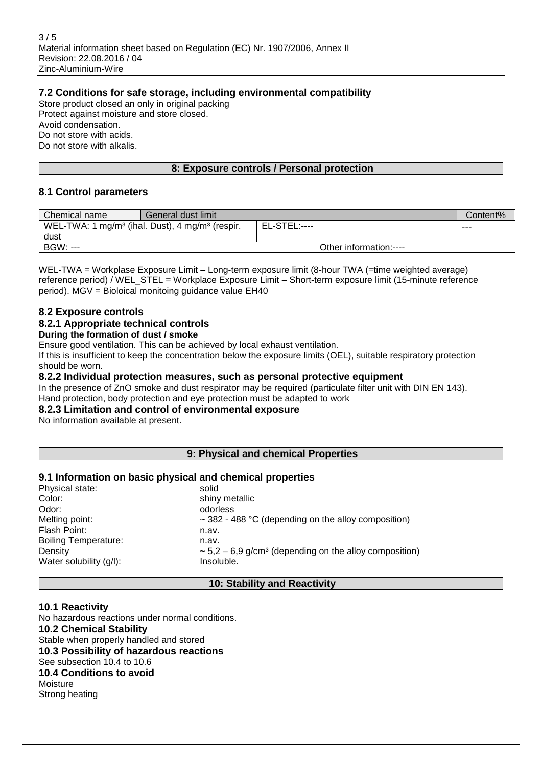### 7.2 Conditions for safe storage, including environmental compatibility

Store product closed an only in original packing
Protect against moisture and store closed.
Avoid condensation.
Do not store with acids.
Do not store with alkalis.

## 8: Exposure controls / Personal protection

### 8.1 Control parameters

| Chemical name | General dust limit | | Content% |
|---|---|---|---|
| WEL-TWA: 1 mg/m³ (ihal. Dust), 4 mg/m³ (respir. dust | | EL-STEL:---- | --- |
| BGW: --- | | Other information:---- | |

WEL-TWA = Workplase Exposure Limit – Long-term exposure limit (8-hour TWA (=time weighted average) reference period) / WEL_STEL = Workplace Exposure Limit – Short-term exposure limit (15-minute reference period). MGV = Bioloical monitoing guidance value EH40

### 8.2 Exposure controls

#### 8.2.1 Appropriate technical controls

**During the formation of dust / smoke**

Ensure good ventilation. This can be achieved by local exhaust ventilation.
If this is insufficient to keep the concentration below the exposure limits (OEL), suitable respiratory protection should be worn.

#### 8.2.2 Individual protection measures, such as personal protective equipment

In the presence of ZnO smoke and dust respirator may be required (particulate filter unit with DIN EN 143).
Hand protection, body protection and eye protection must be adapted to work

#### 8.2.3 Limitation and control of environmental exposure

No information available at present.

## 9: Physical and chemical Properties

### 9.1 Information on basic physical and chemical properties

| | |
|---|---|
| Physical state: | solid |
| Color: | shiny metallic |
| Odor: | odorless |
| Melting point: | ~ 382 - 488 °C (depending on the alloy composition) |
| Flash Point: | n.av. |
| Boiling Temperature: | n.av. |
| Density | ~ 5,2 – 6,9 g/cm³ (depending on the alloy composition) |
| Water solubility (g/l): | Insoluble. |

## 10: Stability and Reactivity

### 10.1 Reactivity

No hazardous reactions under normal conditions.

### 10.2 Chemical Stability

Stable when properly handled and stored

### 10.3 Possibility of hazardous reactions

See subsection 10.4 to 10.6

### 10.4 Conditions to avoid

Moisture
Strong heating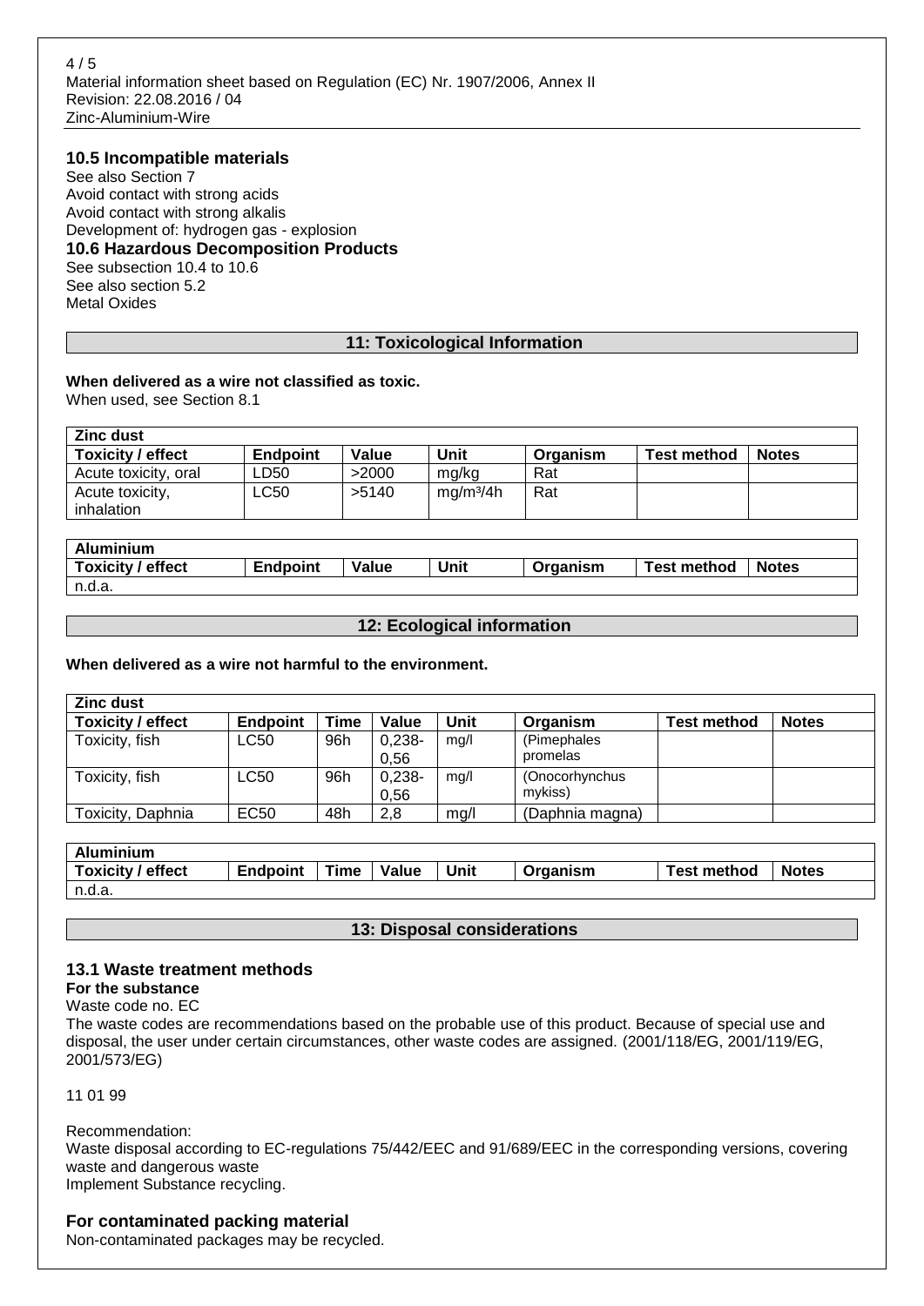### 10.5 Incompatible materials

See also Section 7
Avoid contact with strong acids
Avoid contact with strong alkalis
Development of: hydrogen gas - explosion

### 10.6 Hazardous Decomposition Products

See subsection 10.4 to 10.6
See also section 5.2
Metal Oxides

## 11: Toxicological Information

**When delivered as a wire not classified as toxic.**
When used, see Section 8.1

| Zinc dust | | | | | | |
|---|---|---|---|---|---|---|
| **Toxicity / effect** | **Endpoint** | **Value** | **Unit** | **Organism** | **Test method** | **Notes** |
| Acute toxicity, oral | LD50 | >2000 | mg/kg | Rat | | |
| Acute toxicity, inhalation | LC50 | >5140 | mg/m³/4h | Rat | | |

| Aluminium | | | | | | |
|---|---|---|---|---|---|---|
| **Toxicity / effect** | **Endpoint** | **Value** | **Unit** | **Organism** | **Test method** | **Notes** |
| n.d.a. | | | | | | |

## 12: Ecological information

**When delivered as a wire not harmful to the environment.**

| Zinc dust | | | | | | | |
|---|---|---|---|---|---|---|---|
| **Toxicity / effect** | **Endpoint** | **Time** | **Value** | **Unit** | **Organism** | **Test method** | **Notes** |
| Toxicity, fish | LC50 | 96h | 0,238-0,56 | mg/l | (Pimephales promelas | | |
| Toxicity, fish | LC50 | 96h | 0,238-0,56 | mg/l | (Onocorhynchus mykiss) | | |
| Toxicity, Daphnia | EC50 | 48h | 2,8 | mg/l | (Daphnia magna) | | |

| Aluminium | | | | | | | |
|---|---|---|---|---|---|---|---|
| **Toxicity / effect** | **Endpoint** | **Time** | **Value** | **Unit** | **Organism** | **Test method** | **Notes** |
| n.d.a. | | | | | | | |

## 13: Disposal considerations

### 13.1 Waste treatment methods

**For the substance**

Waste code no. EC

The waste codes are recommendations based on the probable use of this product. Because of special use and disposal, the user under certain circumstances, other waste codes are assigned. (2001/118/EG, 2001/119/EG, 2001/573/EG)

11 01 99

Recommendation:
Waste disposal according to EC-regulations 75/442/EEC and 91/689/EEC in the corresponding versions, covering waste and dangerous waste
Implement Substance recycling.

### For contaminated packing material

Non-contaminated packages may be recycled.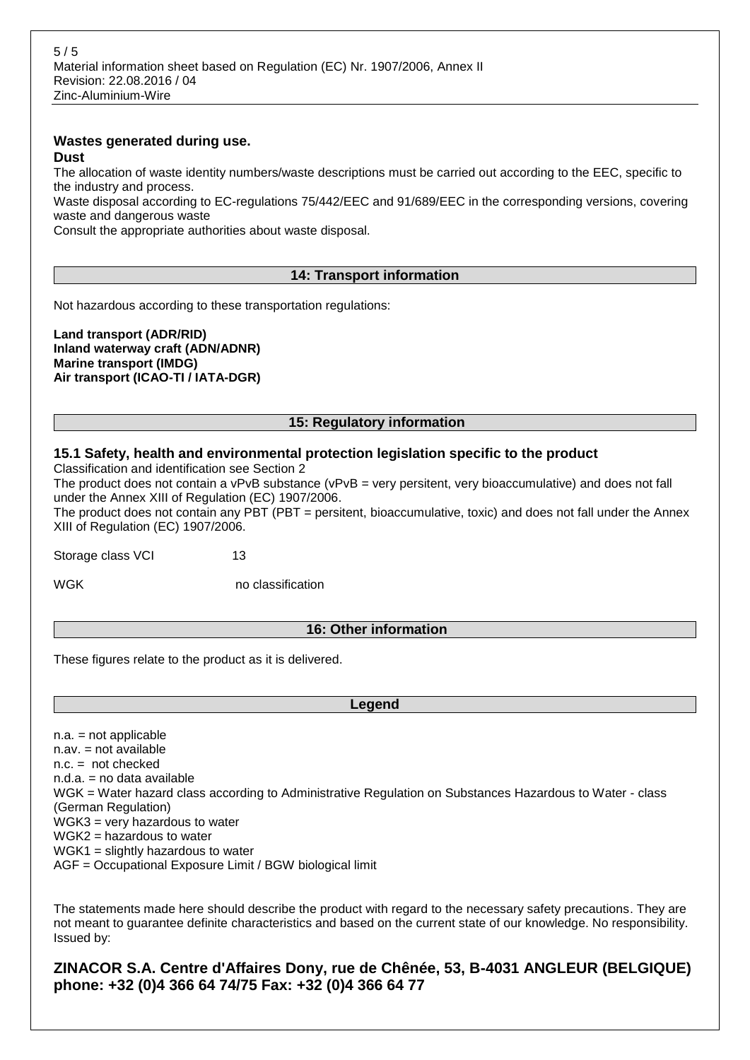**Wastes generated during use.**

**Dust**

The allocation of waste identity numbers/waste descriptions must be carried out according to the EEC, specific to the industry and process.

Waste disposal according to EC-regulations 75/442/EEC and 91/689/EEC in the corresponding versions, covering waste and dangerous waste

Consult the appropriate authorities about waste disposal.

## 14: Transport information

Not hazardous according to these transportation regulations:

**Land transport (ADR/RID)**
**Inland waterway craft (ADN/ADNR)**
**Marine transport (IMDG)**
**Air transport (ICAO-TI / IATA-DGR)**

## 15: Regulatory information

### 15.1 Safety, health and environmental protection legislation specific to the product

Classification and identification see Section 2

The product does not contain a vPvB substance (vPvB = very persitent, very bioaccumulative) and does not fall under the Annex XIII of Regulation (EC) 1907/2006.

The product does not contain any PBT (PBT = persitent, bioaccumulative, toxic) and does not fall under the Annex XIII of Regulation (EC) 1907/2006.

| | |
|---|---|
| Storage class VCI | 13 |
| WGK | no classification |

## 16: Other information

These figures relate to the product as it is delivered.

## Legend

n.a. = not applicable
n.av. = not available
n.c. = not checked
n.d.a. = no data available
WGK = Water hazard class according to Administrative Regulation on Substances Hazardous to Water - class (German Regulation)
WGK3 = very hazardous to water
WGK2 = hazardous to water
WGK1 = slightly hazardous to water
AGF = Occupational Exposure Limit / BGW biological limit

The statements made here should describe the product with regard to the necessary safety precautions. They are not meant to guarantee definite characteristics and based on the current state of our knowledge. No responsibility.
Issued by:

**ZINACOR S.A. Centre d'Affaires Dony, rue de Chênée, 53, B-4031 ANGLEUR (BELGIQUE)**
**phone: +32 (0)4 366 64 74/75 Fax: +32 (0)4 366 64 77**